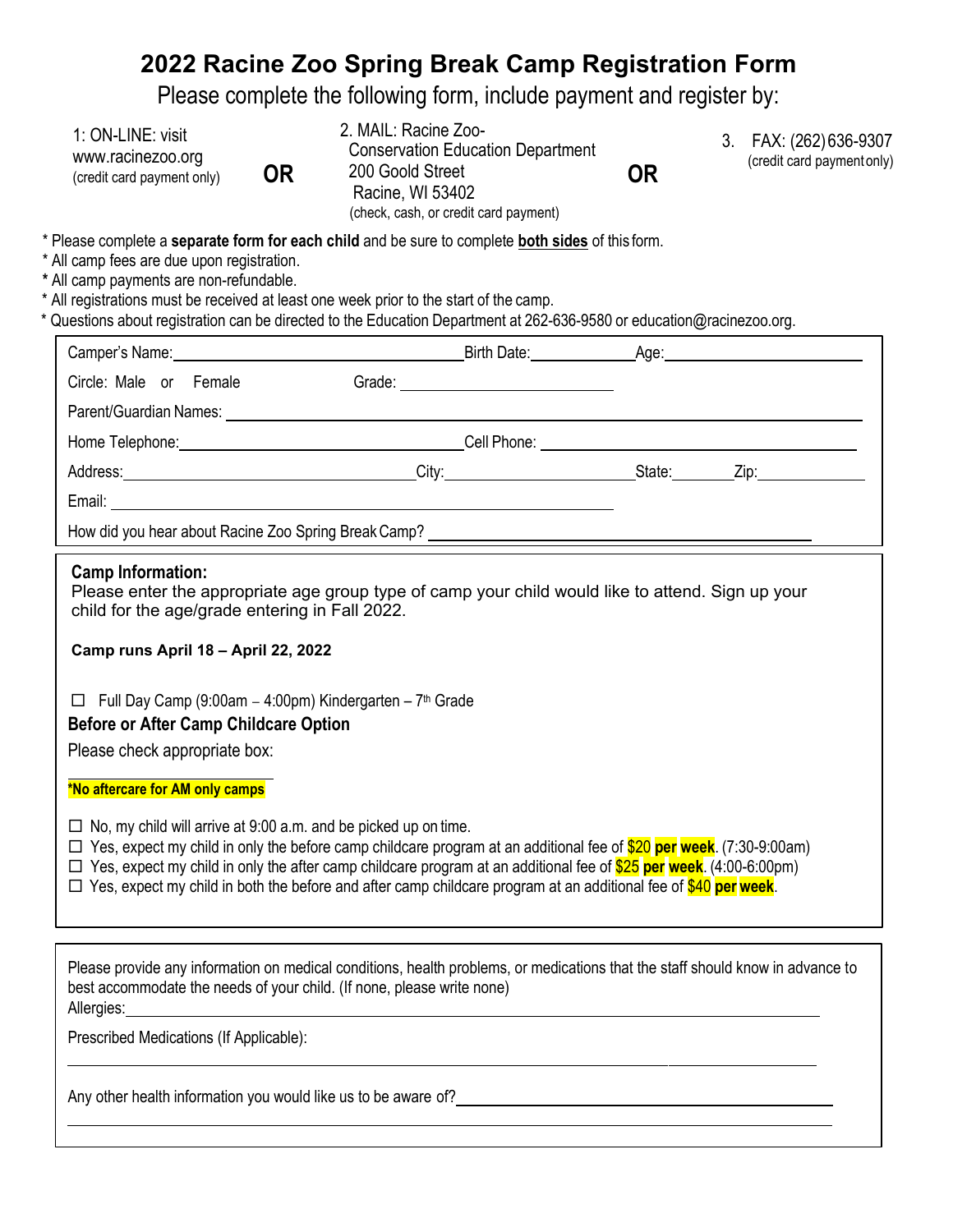# 2022 Racine Zoo Spring Break Camp Registration Form

Please complete the following form, include payment and register by:

1: ON-LINE: visit www.racinezoo.org (credit card payment only)

**OR**

2. MAIL: Racine Zoo-
Conservation Education Department
200 Goold Street
Racine, WI 53402
(check, cash, or credit card payment)

**OR**

3. FAX: (262) 636-9307 (credit card payment only)

\* Please complete a **separate form for each child** and be sure to complete **both sides** of this form.
\* All camp fees are due upon registration.
\* All camp payments are non-refundable.
\* All registrations must be received at least one week prior to the start of the camp.
\* Questions about registration can be directed to the Education Department at 262-636-9580 or education@racinezoo.org.

Camper's Name: ______________________ Birth Date: __________ Age: __________

Circle: Male or Female    Grade: ______________

Parent/Guardian Names: ______________________________________________

Home Telephone: ______________________ Cell Phone: ______________________

Address: ______________________ City: ______________ State: ______ Zip: ________

Email: ______________________________________

How did you hear about Racine Zoo Spring Break Camp? ______________________________

**Camp Information:**
Please enter the appropriate age group type of camp your child would like to attend. Sign up your child for the age/grade entering in Fall 2022.

**Camp runs April 18 – April 22, 2022**

☐ Full Day Camp (9:00am – 4:00pm) Kindergarten – 7th Grade

**Before or After Camp Childcare Option**

Please check appropriate box:

**\*No aftercare for AM only camps**

☐ No, my child will arrive at 9:00 a.m. and be picked up on time.
☐ Yes, expect my child in only the before camp childcare program at an additional fee of $20 **per week**. (7:30-9:00am)
☐ Yes, expect my child in only the after camp childcare program at an additional fee of $25 **per week**. (4:00-6:00pm)
☐ Yes, expect my child in both the before and after camp childcare program at an additional fee of $40 **per week**.

Please provide any information on medical conditions, health problems, or medications that the staff should know in advance to best accommodate the needs of your child. (If none, please write none)

Allergies: ______________________________________________

Prescribed Medications (If Applicable):

______________________________________________

Any other health information you would like us to be aware of? ______________________________

______________________________________________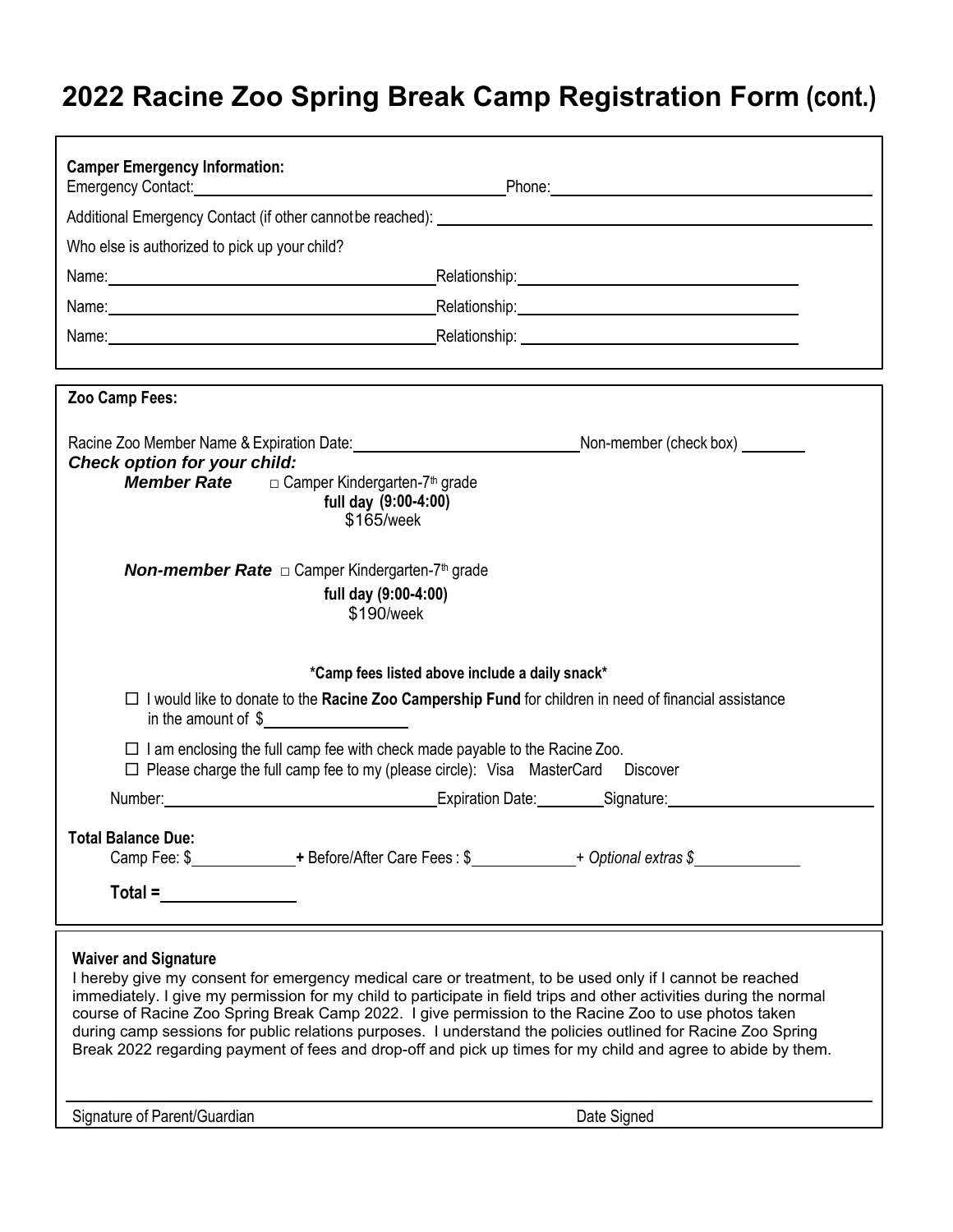# 2022 Racine Zoo Spring Break Camp Registration Form (cont.)

**Camper Emergency Information:**

Emergency Contact: \_\_\_\_\_\_\_\_\_\_\_\_\_\_\_\_\_\_\_\_ Phone: \_\_\_\_\_\_\_\_\_\_\_\_\_\_\_\_\_\_\_\_

Additional Emergency Contact (if other cannot be reached): \_\_\_\_\_\_\_\_\_\_\_\_\_\_\_\_\_\_\_\_

Who else is authorized to pick up your child?

Name: \_\_\_\_\_\_\_\_\_\_\_\_\_\_\_\_\_\_\_\_ Relationship: \_\_\_\_\_\_\_\_\_\_\_\_\_\_\_\_\_\_\_\_

Name: \_\_\_\_\_\_\_\_\_\_\_\_\_\_\_\_\_\_\_\_ Relationship: \_\_\_\_\_\_\_\_\_\_\_\_\_\_\_\_\_\_\_\_

Name: \_\_\_\_\_\_\_\_\_\_\_\_\_\_\_\_\_\_\_\_ Relationship: \_\_\_\_\_\_\_\_\_\_\_\_\_\_\_\_\_\_\_\_

**Zoo Camp Fees:**

Racine Zoo Member Name & Expiration Date: \_\_\_\_\_\_\_\_\_\_\_\_\_\_\_\_\_\_\_\_ Non-member (check box) \_\_\_\_\_\_\_\_

***Check option for your child:***

***Member Rate*** □ Camper Kindergarten-7th grade
**full day (9:00-4:00)**
$165/week

***Non-member Rate*** □ Camper Kindergarten-7th grade
**full day (9:00-4:00)**
$190/week

**\*Camp fees listed above include a daily snack\***

☐ I would like to donate to the **Racine Zoo Campership Fund** for children in need of financial assistance in the amount of $\_\_\_\_\_\_\_\_\_\_\_\_

☐ I am enclosing the full camp fee with check made payable to the Racine Zoo.
☐ Please charge the full camp fee to my (please circle): Visa MasterCard Discover

Number: \_\_\_\_\_\_\_\_\_\_\_\_\_\_\_\_\_\_\_\_ Expiration Date: \_\_\_\_\_\_\_\_ Signature: \_\_\_\_\_\_\_\_\_\_\_\_\_\_\_\_\_\_\_\_

**Total Balance Due:**

Camp Fee: $\_\_\_\_\_\_\_\_\_\_ **+** Before/After Care Fees : $\_\_\_\_\_\_\_\_\_\_ + *Optional extras $*\_\_\_\_\_\_\_\_\_\_

**Total =** \_\_\_\_\_\_\_\_\_\_\_\_

**Waiver and Signature**

I hereby give my consent for emergency medical care or treatment, to be used only if I cannot be reached immediately. I give my permission for my child to participate in field trips and other activities during the normal course of Racine Zoo Spring Break Camp 2022. I give permission to the Racine Zoo to use photos taken during camp sessions for public relations purposes. I understand the policies outlined for Racine Zoo Spring Break 2022 regarding payment of fees and drop-off and pick up times for my child and agree to abide by them.

\_\_\_\_\_\_\_\_\_\_\_\_\_\_\_\_\_\_\_\_\_\_\_\_\_\_\_\_\_\_\_\_\_\_\_\_\_\_\_\_\_\_\_\_

Signature of Parent/Guardian Date Signed